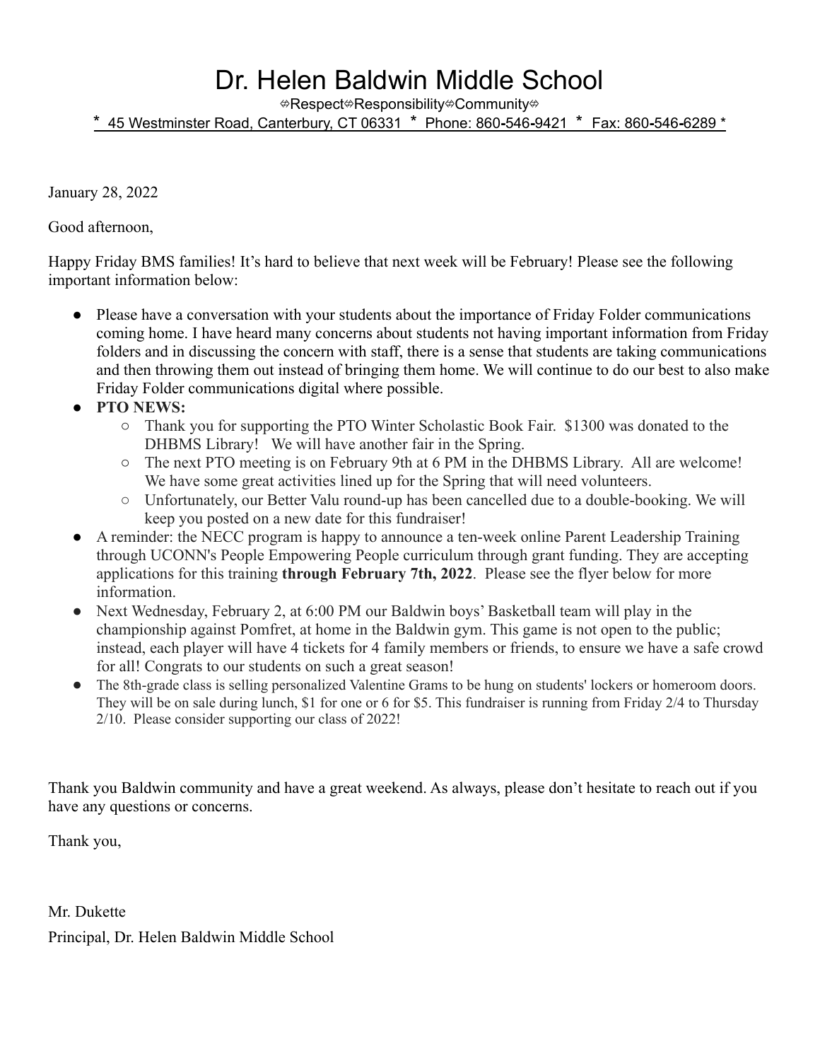# Dr. Helen Baldwin Middle School

⟺Respect⟺Responsibility⟺Community⟺

\* 45 Westminster Road, Canterbury, CT 06331 \* Phone: 860-546-9421 \* Fax: 860-546-6289 \*

January 28, 2022

Good afternoon,

Happy Friday BMS families! It's hard to believe that next week will be February! Please see the following important information below:

- Please have a conversation with your students about the importance of Friday Folder communications coming home. I have heard many concerns about students not having important information from Friday folders and in discussing the concern with staff, there is a sense that students are taking communications and then throwing them out instead of bringing them home. We will continue to do our best to also make Friday Folder communications digital where possible.
- **PTO NEWS:**
  - Thank you for supporting the PTO Winter Scholastic Book Fair. $1300 was donated to the DHBMS Library! We will have another fair in the Spring.
  - The next PTO meeting is on February 9th at 6 PM in the DHBMS Library. All are welcome! We have some great activities lined up for the Spring that will need volunteers.
  - Unfortunately, our Better Valu round-up has been cancelled due to a double-booking. We will keep you posted on a new date for this fundraiser!
- A reminder: the NECC program is happy to announce a ten-week online Parent Leadership Training through UCONN's People Empowering People curriculum through grant funding. They are accepting applications for this training **through February 7th, 2022**. Please see the flyer below for more information.
- Next Wednesday, February 2, at 6:00 PM our Baldwin boys' Basketball team will play in the championship against Pomfret, at home in the Baldwin gym. This game is not open to the public; instead, each player will have 4 tickets for 4 family members or friends, to ensure we have a safe crowd for all! Congrats to our students on such a great season!
- The 8th-grade class is selling personalized Valentine Grams to be hung on students' lockers or homeroom doors. They will be on sale during lunch, $1 for one or 6 for $5. This fundraiser is running from Friday 2/4 to Thursday 2/10. Please consider supporting our class of 2022!

Thank you Baldwin community and have a great weekend. As always, please don't hesitate to reach out if you have any questions or concerns.

Thank you,

Mr. Dukette

Principal, Dr. Helen Baldwin Middle School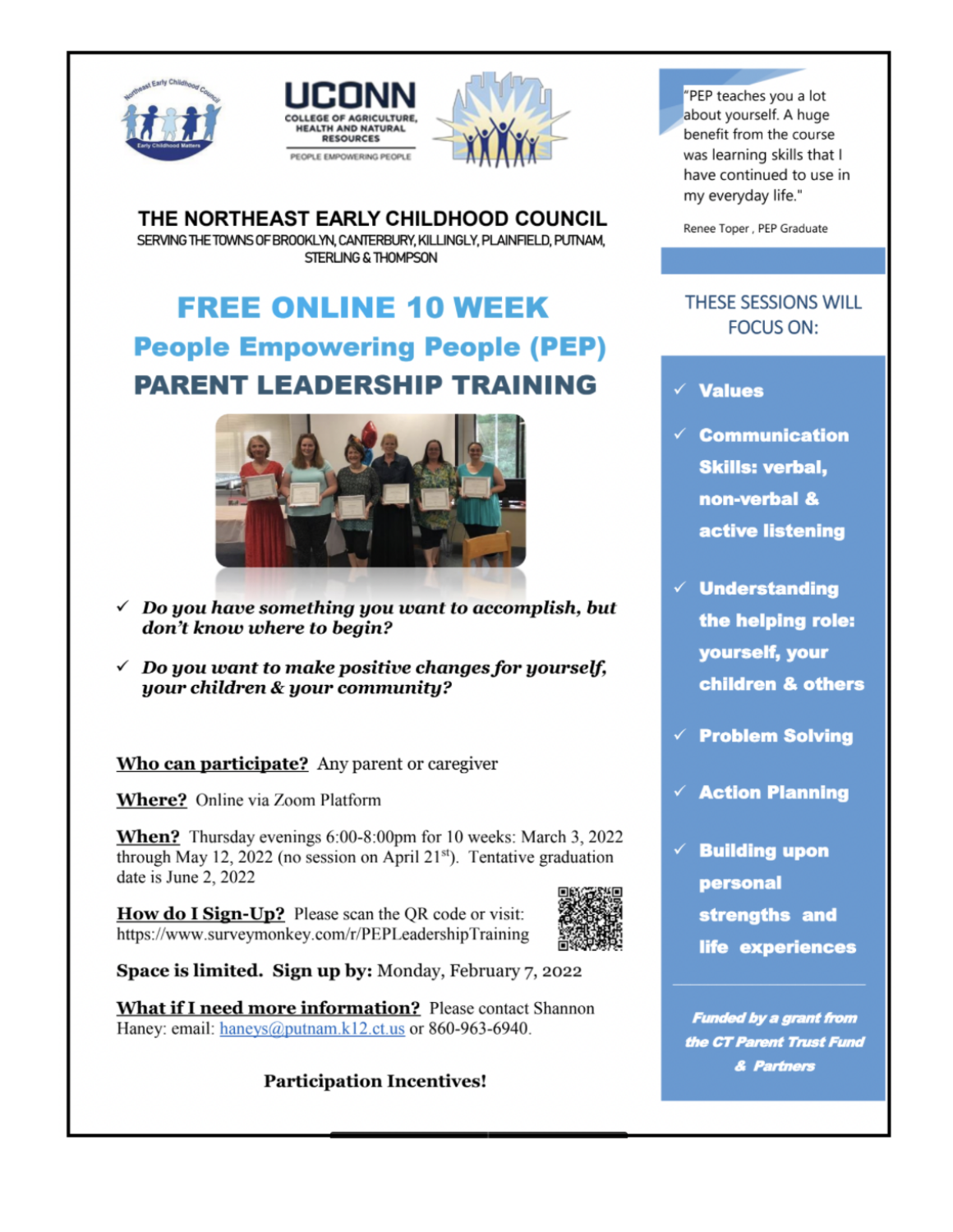THE NORTHEAST EARLY CHILDHOOD COUNCIL

SERVING THE TOWNS OF BROOKLYN, CANTERBURY, KILLINGLY, PLAINFIELD, PUTNAM, STERLING & THOMPSON

# FREE ONLINE 10 WEEK

## People Empowering People (PEP)

## PARENT LEADERSHIP TRAINING

- ✓ ***Do you have something you want to accomplish, but don't know where to begin?***
- ✓ ***Do you want to make positive changes for yourself, your children & your community?***

**Who can participate?** Any parent or caregiver

**Where?** Online via Zoom Platform

**When?** Thursday evenings 6:00-8:00pm for 10 weeks: March 3, 2022 through May 12, 2022 (no session on April 21st). Tentative graduation date is June 2, 2022

**How do I Sign-Up?** Please scan the QR code or visit: https://www.surveymonkey.com/r/PEPLeadershipTraining

**Space is limited. Sign up by:** Monday, February 7, 2022

**What if I need more information?** Please contact Shannon Haney: email: haneys@putnam.k12.ct.us or 860-963-6940.

**Participation Incentives!**

"PEP teaches you a lot about yourself. A huge benefit from the course was learning skills that I have continued to use in my everyday life."

Renee Toper , PEP Graduate

THESE SESSIONS WILL FOCUS ON:

- ✓ **Values**
- ✓ **Communication Skills: verbal, non-verbal & active listening**
- ✓ **Understanding the helping role: yourself, your children & others**
- ✓ **Problem Solving**
- ✓ **Action Planning**
- ✓ **Building upon personal strengths and life experiences**

***Funded by a grant from the CT Parent Trust Fund & Partners***